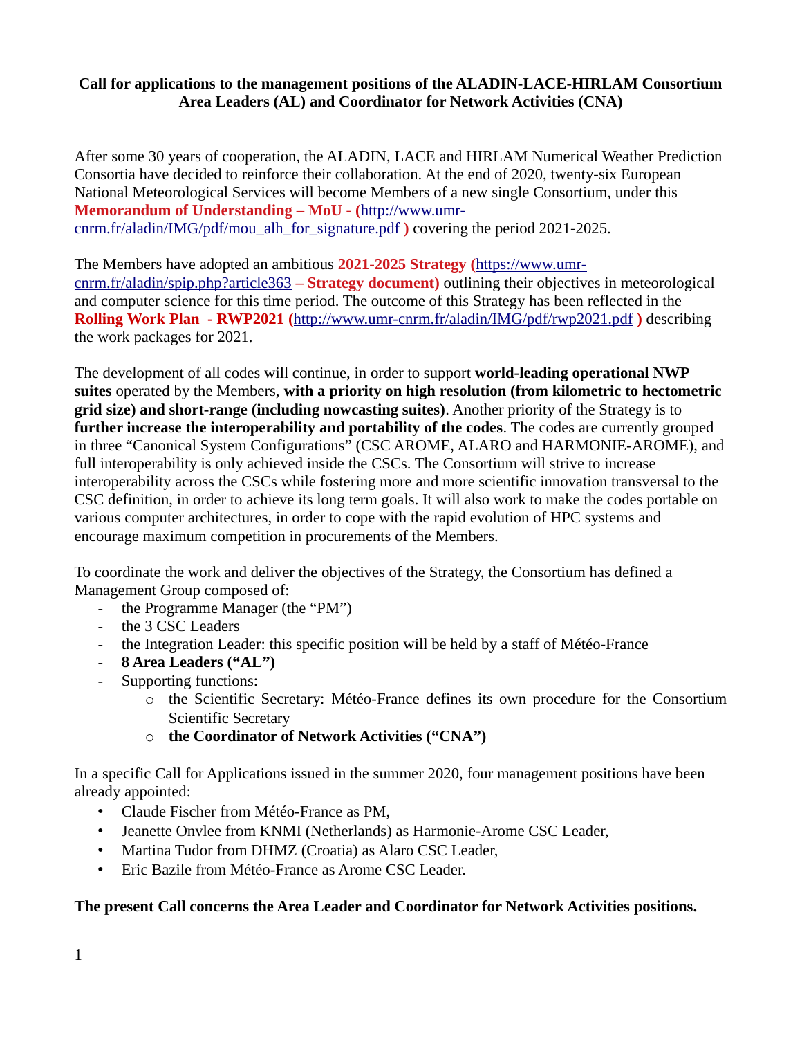**Call for applications to the management positions of the ALADIN-LACE-HIRLAM Consortium Area Leaders (AL) and Coordinator for Network Activities (CNA)**

After some 30 years of cooperation, the ALADIN, LACE and HIRLAM Numerical Weather Prediction Consortia have decided to reinforce their collaboration. At the end of 2020, twenty-six European National Meteorological Services will become Members of a new single Consortium, under this **Memorandum of Understanding – MoU - (**http://www.umr-cnrm.fr/aladin/IMG/pdf/mou_alh_for_signature.pdf **)** covering the period 2021-2025.

The Members have adopted an ambitious **2021-2025 Strategy (**https://www.umr-cnrm.fr/aladin/spip.php?article363 **– Strategy document)** outlining their objectives in meteorological and computer science for this time period. The outcome of this Strategy has been reflected in the **Rolling Work Plan - RWP2021 (**http://www.umr-cnrm.fr/aladin/IMG/pdf/rwp2021.pdf **)** describing the work packages for 2021.

The development of all codes will continue, in order to support **world-leading operational NWP suites** operated by the Members, **with a priority on high resolution (from kilometric to hectometric grid size) and short-range (including nowcasting suites)**. Another priority of the Strategy is to **further increase the interoperability and portability of the codes**. The codes are currently grouped in three "Canonical System Configurations" (CSC AROME, ALARO and HARMONIE-AROME), and full interoperability is only achieved inside the CSCs. The Consortium will strive to increase interoperability across the CSCs while fostering more and more scientific innovation transversal to the CSC definition, in order to achieve its long term goals. It will also work to make the codes portable on various computer architectures, in order to cope with the rapid evolution of HPC systems and encourage maximum competition in procurements of the Members.

To coordinate the work and deliver the objectives of the Strategy, the Consortium has defined a Management Group composed of:

- the Programme Manager (the "PM")
- the 3 CSC Leaders
- the Integration Leader: this specific position will be held by a staff of Météo-France
- **8 Area Leaders ("AL")**
- Supporting functions:
  - the Scientific Secretary: Météo-France defines its own procedure for the Consortium Scientific Secretary
  - **the Coordinator of Network Activities ("CNA")**

In a specific Call for Applications issued in the summer 2020, four management positions have been already appointed:

- Claude Fischer from Météo-France as PM,
- Jeanette Onvlee from KNMI (Netherlands) as Harmonie-Arome CSC Leader,
- Martina Tudor from DHMZ (Croatia) as Alaro CSC Leader,
- Eric Bazile from Météo-France as Arome CSC Leader.

**The present Call concerns the Area Leader and Coordinator for Network Activities positions.**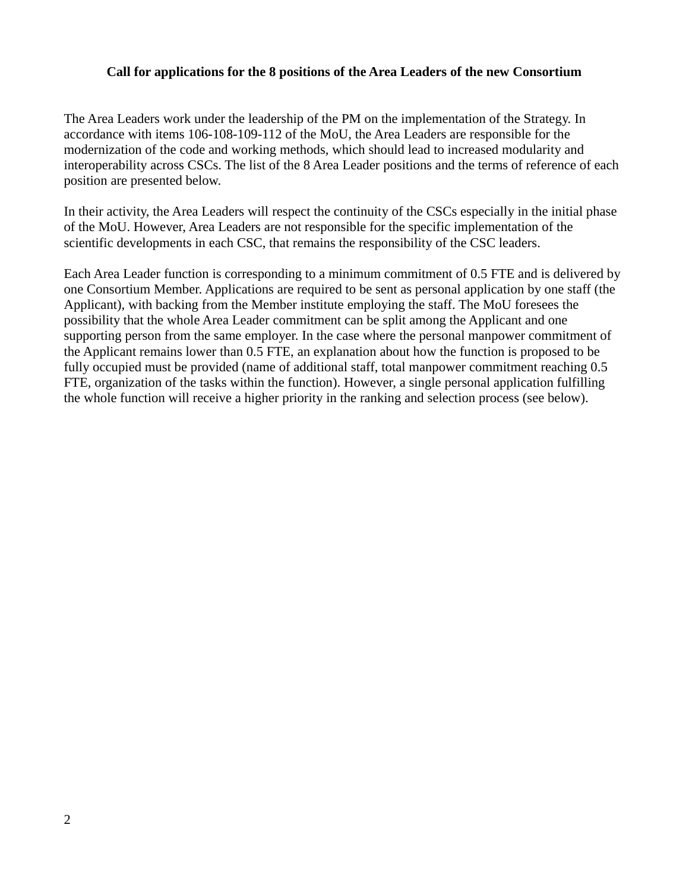**Call for applications for the 8 positions of the Area Leaders of the new Consortium**

The Area Leaders work under the leadership of the PM on the implementation of the Strategy. In accordance with items 106-108-109-112 of the MoU, the Area Leaders are responsible for the modernization of the code and working methods, which should lead to increased modularity and interoperability across CSCs. The list of the 8 Area Leader positions and the terms of reference of each position are presented below.

In their activity, the Area Leaders will respect the continuity of the CSCs especially in the initial phase of the MoU. However, Area Leaders are not responsible for the specific implementation of the scientific developments in each CSC, that remains the responsibility of the CSC leaders.

Each Area Leader function is corresponding to a minimum commitment of 0.5 FTE and is delivered by one Consortium Member. Applications are required to be sent as personal application by one staff (the Applicant), with backing from the Member institute employing the staff. The MoU foresees the possibility that the whole Area Leader commitment can be split among the Applicant and one supporting person from the same employer. In the case where the personal manpower commitment of the Applicant remains lower than 0.5 FTE, an explanation about how the function is proposed to be fully occupied must be provided (name of additional staff, total manpower commitment reaching 0.5 FTE, organization of the tasks within the function). However, a single personal application fulfilling the whole function will receive a higher priority in the ranking and selection process (see below).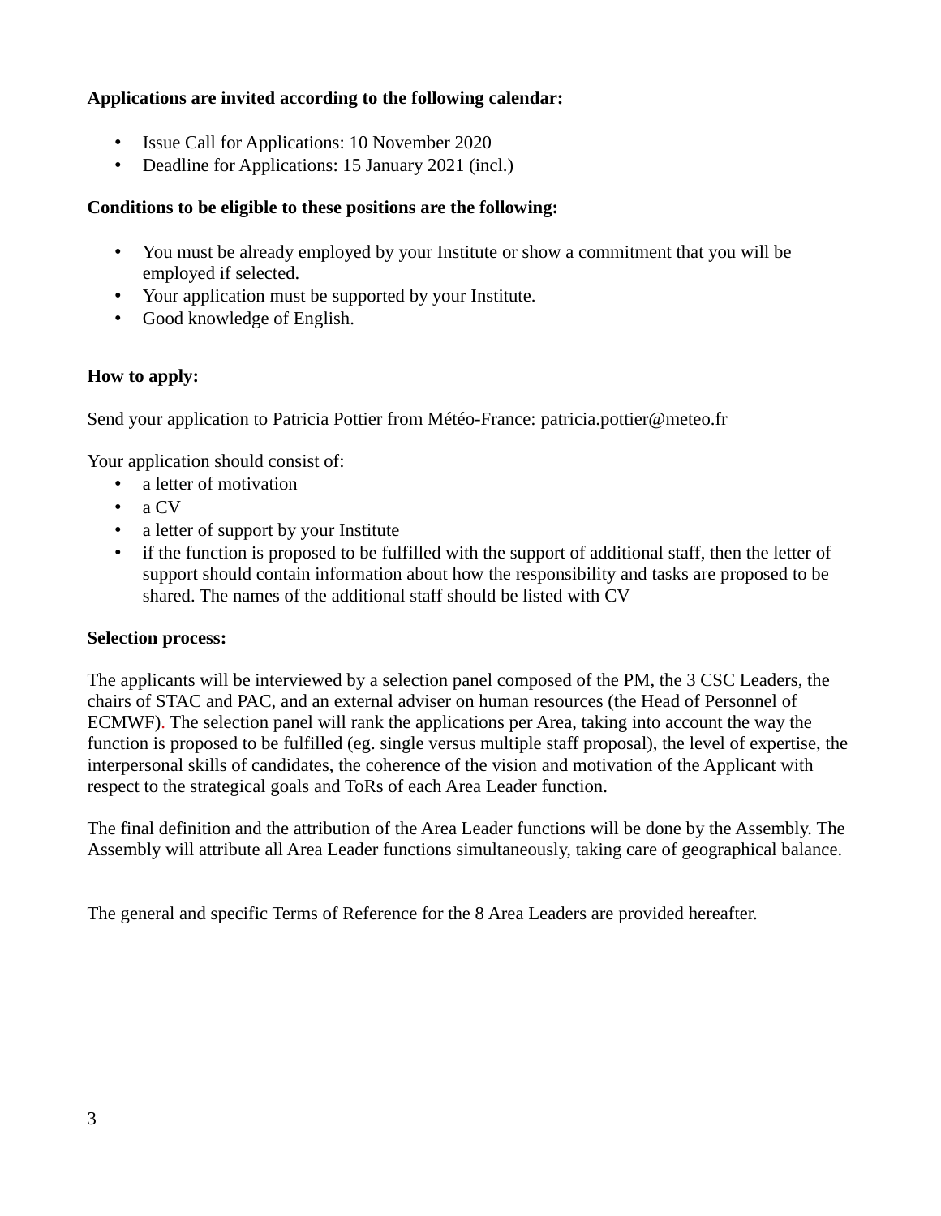**Applications are invited according to the following calendar:**

- Issue Call for Applications: 10 November 2020
- Deadline for Applications: 15 January 2021 (incl.)

**Conditions to be eligible to these positions are the following:**

- You must be already employed by your Institute or show a commitment that you will be employed if selected.
- Your application must be supported by your Institute.
- Good knowledge of English.

**How to apply:**

Send your application to Patricia Pottier from Météo-France: patricia.pottier@meteo.fr

Your application should consist of:

- a letter of motivation
- a CV
- a letter of support by your Institute
- if the function is proposed to be fulfilled with the support of additional staff, then the letter of support should contain information about how the responsibility and tasks are proposed to be shared. The names of the additional staff should be listed with CV

**Selection process:**

The applicants will be interviewed by a selection panel composed of the PM, the 3 CSC Leaders, the chairs of STAC and PAC, and an external adviser on human resources (the Head of Personnel of ECMWF). The selection panel will rank the applications per Area, taking into account the way the function is proposed to be fulfilled (eg. single versus multiple staff proposal), the level of expertise, the interpersonal skills of candidates, the coherence of the vision and motivation of the Applicant with respect to the strategical goals and ToRs of each Area Leader function.

The final definition and the attribution of the Area Leader functions will be done by the Assembly. The Assembly will attribute all Area Leader functions simultaneously, taking care of geographical balance.

The general and specific Terms of Reference for the 8 Area Leaders are provided hereafter.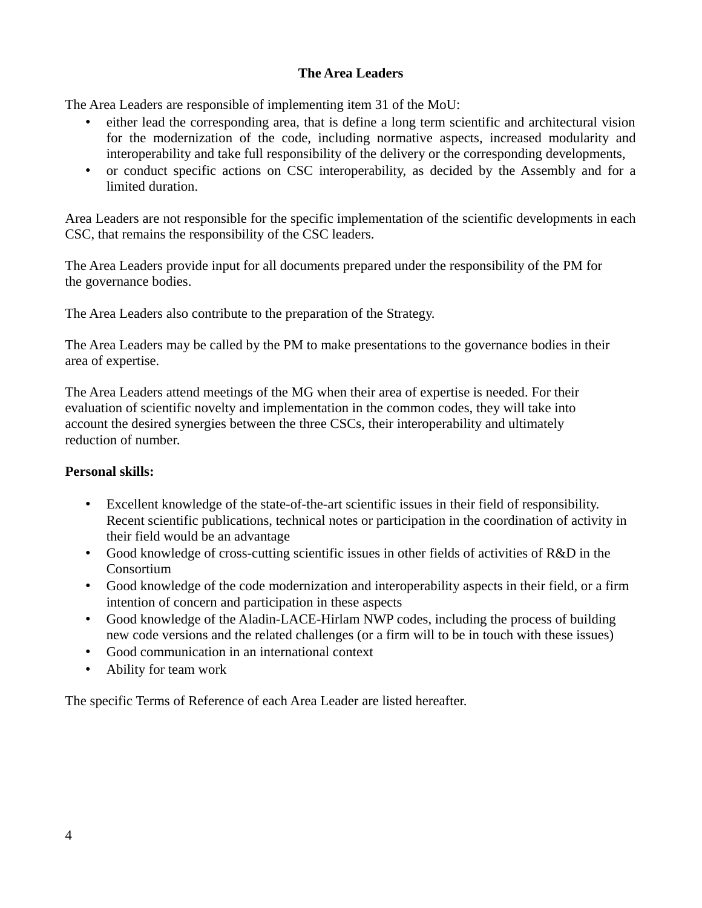## The Area Leaders

The Area Leaders are responsible of implementing item 31 of the MoU:

- either lead the corresponding area, that is define a long term scientific and architectural vision for the modernization of the code, including normative aspects, increased modularity and interoperability and take full responsibility of the delivery or the corresponding developments,
- or conduct specific actions on CSC interoperability, as decided by the Assembly and for a limited duration.

Area Leaders are not responsible for the specific implementation of the scientific developments in each CSC, that remains the responsibility of the CSC leaders.

The Area Leaders provide input for all documents prepared under the responsibility of the PM for the governance bodies.

The Area Leaders also contribute to the preparation of the Strategy.

The Area Leaders may be called by the PM to make presentations to the governance bodies in their area of expertise.

The Area Leaders attend meetings of the MG when their area of expertise is needed. For their evaluation of scientific novelty and implementation in the common codes, they will take into account the desired synergies between the three CSCs, their interoperability and ultimately reduction of number.

**Personal skills:**

- Excellent knowledge of the state-of-the-art scientific issues in their field of responsibility. Recent scientific publications, technical notes or participation in the coordination of activity in their field would be an advantage
- Good knowledge of cross-cutting scientific issues in other fields of activities of R&D in the Consortium
- Good knowledge of the code modernization and interoperability aspects in their field, or a firm intention of concern and participation in these aspects
- Good knowledge of the Aladin-LACE-Hirlam NWP codes, including the process of building new code versions and the related challenges (or a firm will to be in touch with these issues)
- Good communication in an international context
- Ability for team work

The specific Terms of Reference of each Area Leader are listed hereafter.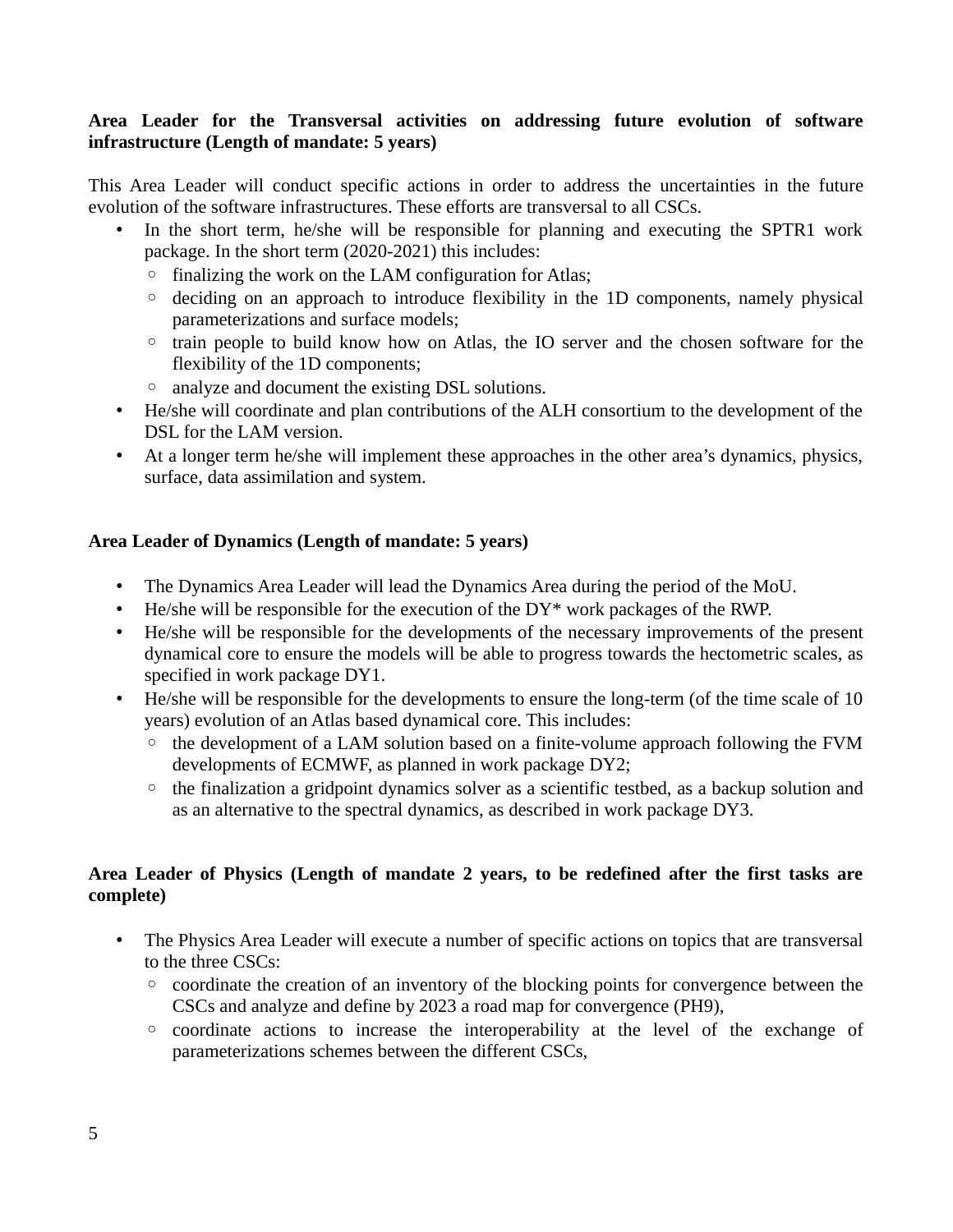**Area Leader for the Transversal activities on addressing future evolution of software infrastructure (Length of mandate: 5 years)**

This Area Leader will conduct specific actions in order to address the uncertainties in the future evolution of the software infrastructures. These efforts are transversal to all CSCs.

- In the short term, he/she will be responsible for planning and executing the SPTR1 work package. In the short term (2020-2021) this includes:
  - finalizing the work on the LAM configuration for Atlas;
  - deciding on an approach to introduce flexibility in the 1D components, namely physical parameterizations and surface models;
  - train people to build know how on Atlas, the IO server and the chosen software for the flexibility of the 1D components;
  - analyze and document the existing DSL solutions.
- He/she will coordinate and plan contributions of the ALH consortium to the development of the DSL for the LAM version.
- At a longer term he/she will implement these approaches in the other area's dynamics, physics, surface, data assimilation and system.

**Area Leader of Dynamics (Length of mandate: 5 years)**

- The Dynamics Area Leader will lead the Dynamics Area during the period of the MoU.
- He/she will be responsible for the execution of the DY* work packages of the RWP.
- He/she will be responsible for the developments of the necessary improvements of the present dynamical core to ensure the models will be able to progress towards the hectometric scales, as specified in work package DY1.
- He/she will be responsible for the developments to ensure the long-term (of the time scale of 10 years) evolution of an Atlas based dynamical core. This includes:
  - the development of a LAM solution based on a finite-volume approach following the FVM developments of ECMWF, as planned in work package DY2;
  - the finalization a gridpoint dynamics solver as a scientific testbed, as a backup solution and as an alternative to the spectral dynamics, as described in work package DY3.

**Area Leader of Physics (Length of mandate 2 years, to be redefined after the first tasks are complete)**

- The Physics Area Leader will execute a number of specific actions on topics that are transversal to the three CSCs:
  - coordinate the creation of an inventory of the blocking points for convergence between the CSCs and analyze and define by 2023 a road map for convergence (PH9),
  - coordinate actions to increase the interoperability at the level of the exchange of parameterizations schemes between the different CSCs,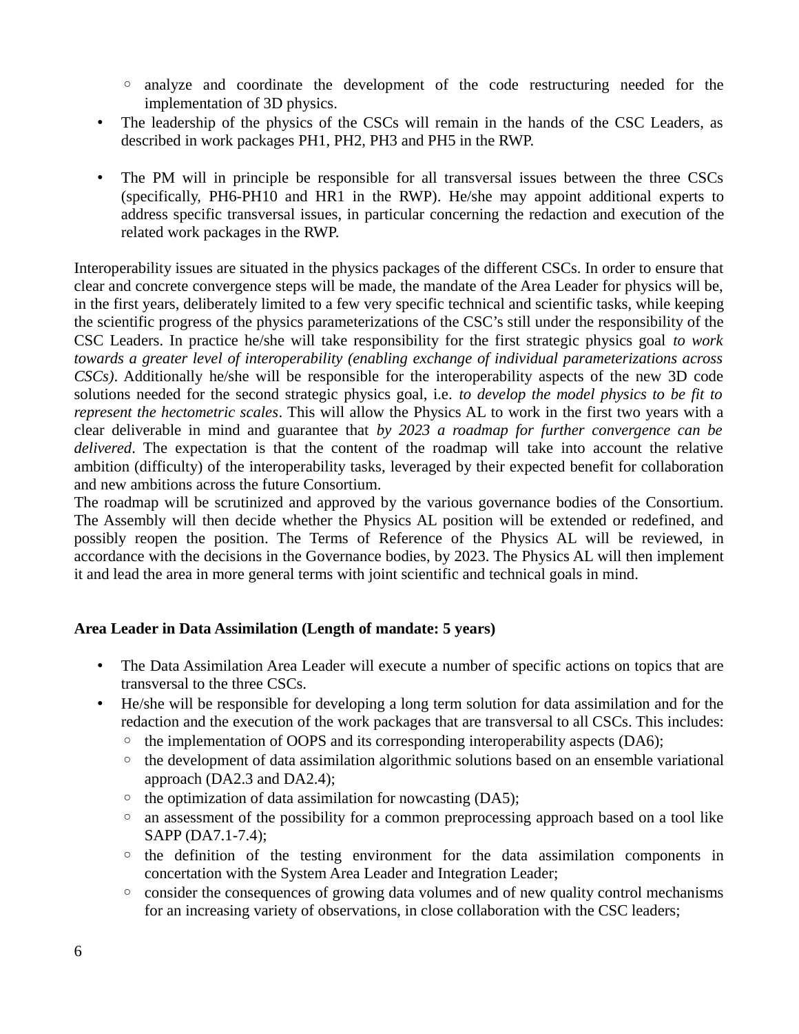- analyze and coordinate the development of the code restructuring needed for the implementation of 3D physics.

- The leadership of the physics of the CSCs will remain in the hands of the CSC Leaders, as described in work packages PH1, PH2, PH3 and PH5 in the RWP.

- The PM will in principle be responsible for all transversal issues between the three CSCs (specifically, PH6-PH10 and HR1 in the RWP). He/she may appoint additional experts to address specific transversal issues, in particular concerning the redaction and execution of the related work packages in the RWP.

Interoperability issues are situated in the physics packages of the different CSCs. In order to ensure that clear and concrete convergence steps will be made, the mandate of the Area Leader for physics will be, in the first years, deliberately limited to a few very specific technical and scientific tasks, while keeping the scientific progress of the physics parameterizations of the CSC's still under the responsibility of the CSC Leaders. In practice he/she will take responsibility for the first strategic physics goal *to work towards a greater level of interoperability (enabling exchange of individual parameterizations across CSCs)*. Additionally he/she will be responsible for the interoperability aspects of the new 3D code solutions needed for the second strategic physics goal, i.e. *to develop the model physics to be fit to represent the hectometric scales*. This will allow the Physics AL to work in the first two years with a clear deliverable in mind and guarantee that *by 2023 a roadmap for further convergence can be delivered*. The expectation is that the content of the roadmap will take into account the relative ambition (difficulty) of the interoperability tasks, leveraged by their expected benefit for collaboration and new ambitions across the future Consortium.

The roadmap will be scrutinized and approved by the various governance bodies of the Consortium. The Assembly will then decide whether the Physics AL position will be extended or redefined, and possibly reopen the position. The Terms of Reference of the Physics AL will be reviewed, in accordance with the decisions in the Governance bodies, by 2023. The Physics AL will then implement it and lead the area in more general terms with joint scientific and technical goals in mind.

**Area Leader in Data Assimilation (Length of mandate: 5 years)**

- The Data Assimilation Area Leader will execute a number of specific actions on topics that are transversal to the three CSCs.
- He/she will be responsible for developing a long term solution for data assimilation and for the redaction and the execution of the work packages that are transversal to all CSCs. This includes:
  - the implementation of OOPS and its corresponding interoperability aspects (DA6);
  - the development of data assimilation algorithmic solutions based on an ensemble variational approach (DA2.3 and DA2.4);
  - the optimization of data assimilation for nowcasting (DA5);
  - an assessment of the possibility for a common preprocessing approach based on a tool like SAPP (DA7.1-7.4);
  - the definition of the testing environment for the data assimilation components in concertation with the System Area Leader and Integration Leader;
  - consider the consequences of growing data volumes and of new quality control mechanisms for an increasing variety of observations, in close collaboration with the CSC leaders;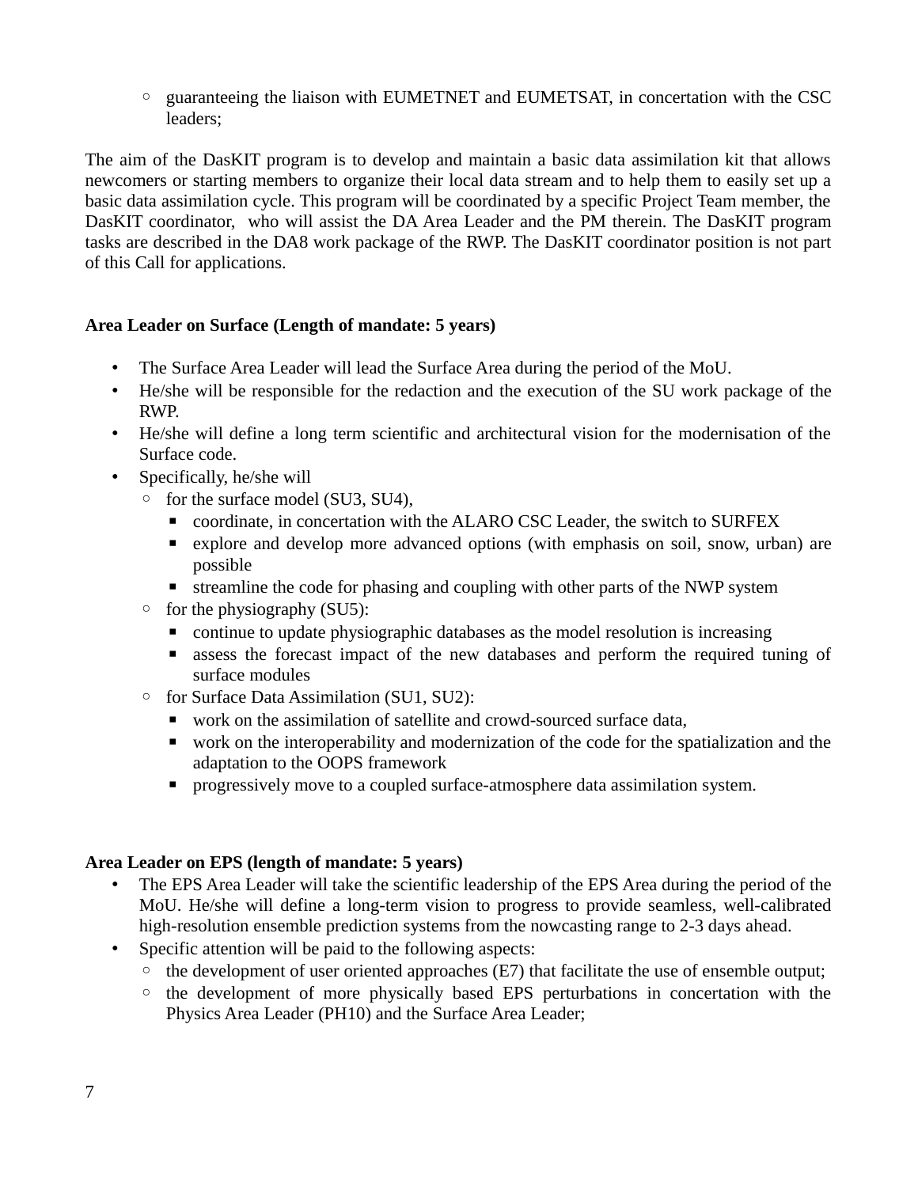- guaranteeing the liaison with EUMETNET and EUMETSAT, in concertation with the CSC leaders;

The aim of the DasKIT program is to develop and maintain a basic data assimilation kit that allows newcomers or starting members to organize their local data stream and to help them to easily set up a basic data assimilation cycle. This program will be coordinated by a specific Project Team member, the DasKIT coordinator, who will assist the DA Area Leader and the PM therein. The DasKIT program tasks are described in the DA8 work package of the RWP. The DasKIT coordinator position is not part of this Call for applications.

**Area Leader on Surface (Length of mandate: 5 years)**

- The Surface Area Leader will lead the Surface Area during the period of the MoU.
- He/she will be responsible for the redaction and the execution of the SU work package of the RWP.
- He/she will define a long term scientific and architectural vision for the modernisation of the Surface code.
- Specifically, he/she will
  - for the surface model (SU3, SU4),
    - coordinate, in concertation with the ALARO CSC Leader, the switch to SURFEX
    - explore and develop more advanced options (with emphasis on soil, snow, urban) are possible
    - streamline the code for phasing and coupling with other parts of the NWP system
  - for the physiography (SU5):
    - continue to update physiographic databases as the model resolution is increasing
    - assess the forecast impact of the new databases and perform the required tuning of surface modules
  - for Surface Data Assimilation (SU1, SU2):
    - work on the assimilation of satellite and crowd-sourced surface data,
    - work on the interoperability and modernization of the code for the spatialization and the adaptation to the OOPS framework
    - progressively move to a coupled surface-atmosphere data assimilation system.

**Area Leader on EPS (length of mandate: 5 years)**

- The EPS Area Leader will take the scientific leadership of the EPS Area during the period of the MoU. He/she will define a long-term vision to progress to provide seamless, well-calibrated high-resolution ensemble prediction systems from the nowcasting range to 2-3 days ahead.
- Specific attention will be paid to the following aspects:
  - the development of user oriented approaches (E7) that facilitate the use of ensemble output;
  - the development of more physically based EPS perturbations in concertation with the Physics Area Leader (PH10) and the Surface Area Leader;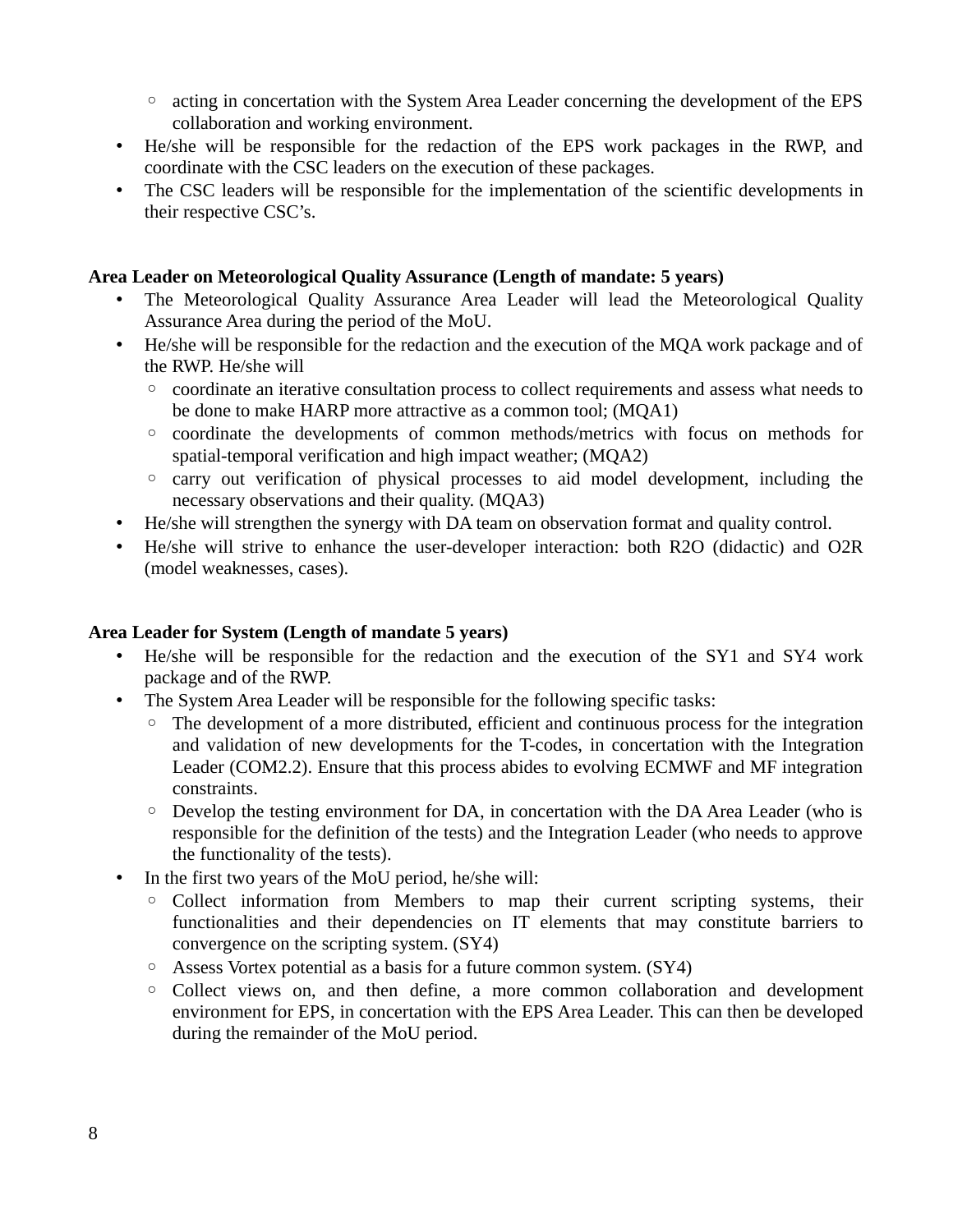- acting in concertation with the System Area Leader concerning the development of the EPS collaboration and working environment.
- He/she will be responsible for the redaction of the EPS work packages in the RWP, and coordinate with the CSC leaders on the execution of these packages.
- The CSC leaders will be responsible for the implementation of the scientific developments in their respective CSC's.

**Area Leader on Meteorological Quality Assurance (Length of mandate: 5 years)**

- The Meteorological Quality Assurance Area Leader will lead the Meteorological Quality Assurance Area during the period of the MoU.
- He/she will be responsible for the redaction and the execution of the MQA work package and of the RWP. He/she will
  - coordinate an iterative consultation process to collect requirements and assess what needs to be done to make HARP more attractive as a common tool; (MQA1)
  - coordinate the developments of common methods/metrics with focus on methods for spatial-temporal verification and high impact weather; (MQA2)
  - carry out verification of physical processes to aid model development, including the necessary observations and their quality. (MQA3)
- He/she will strengthen the synergy with DA team on observation format and quality control.
- He/she will strive to enhance the user-developer interaction: both R2O (didactic) and O2R (model weaknesses, cases).

**Area Leader for System (Length of mandate 5 years)**

- He/she will be responsible for the redaction and the execution of the SY1 and SY4 work package and of the RWP.
- The System Area Leader will be responsible for the following specific tasks:
  - The development of a more distributed, efficient and continuous process for the integration and validation of new developments for the T-codes, in concertation with the Integration Leader (COM2.2). Ensure that this process abides to evolving ECMWF and MF integration constraints.
  - Develop the testing environment for DA, in concertation with the DA Area Leader (who is responsible for the definition of the tests) and the Integration Leader (who needs to approve the functionality of the tests).
- In the first two years of the MoU period, he/she will:
  - Collect information from Members to map their current scripting systems, their functionalities and their dependencies on IT elements that may constitute barriers to convergence on the scripting system. (SY4)
  - Assess Vortex potential as a basis for a future common system. (SY4)
  - Collect views on, and then define, a more common collaboration and development environment for EPS, in concertation with the EPS Area Leader. This can then be developed during the remainder of the MoU period.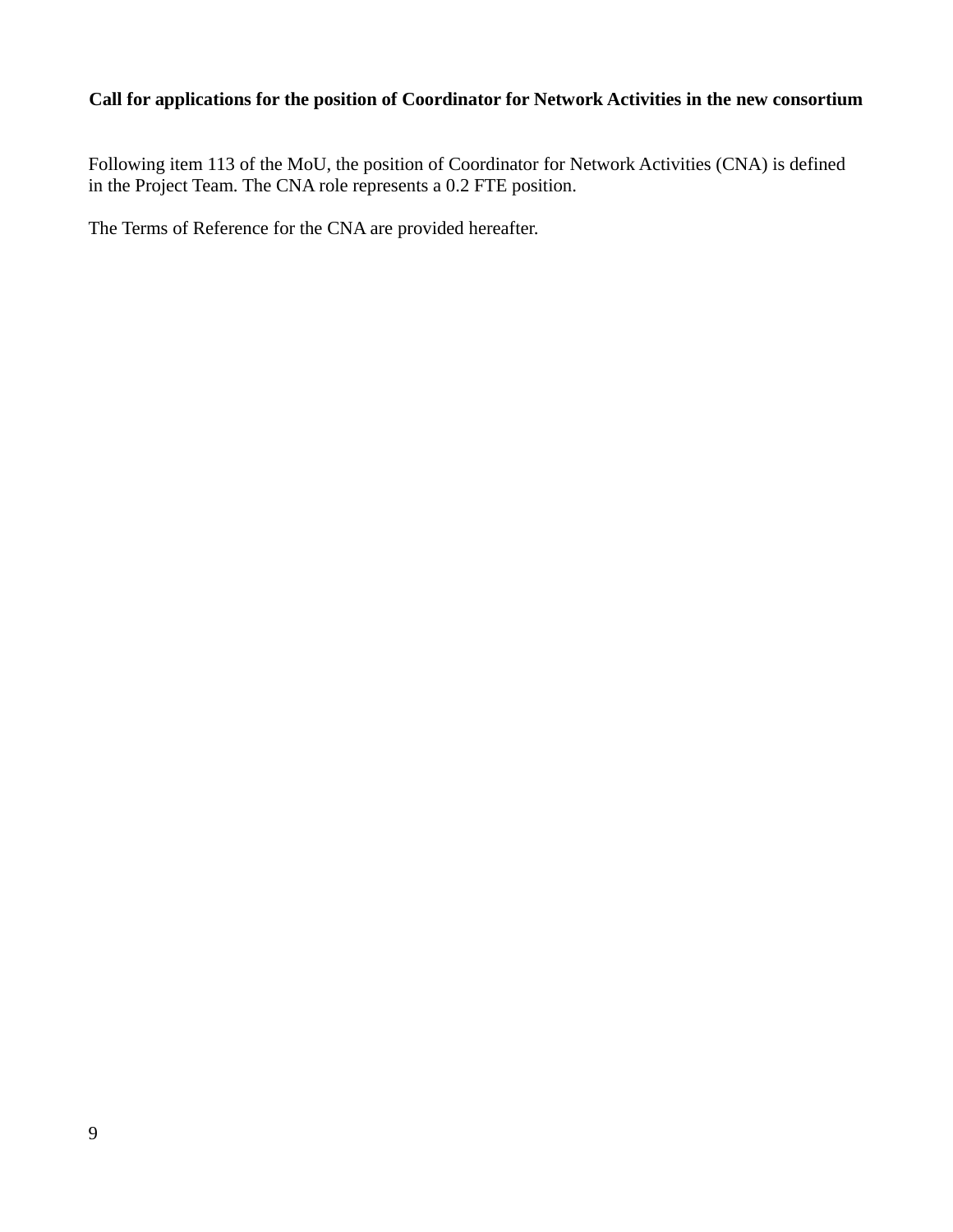**Call for applications for the position of Coordinator for Network Activities in the new consortium**

Following item 113 of the MoU, the position of Coordinator for Network Activities (CNA) is defined in the Project Team. The CNA role represents a 0.2 FTE position.

The Terms of Reference for the CNA are provided hereafter.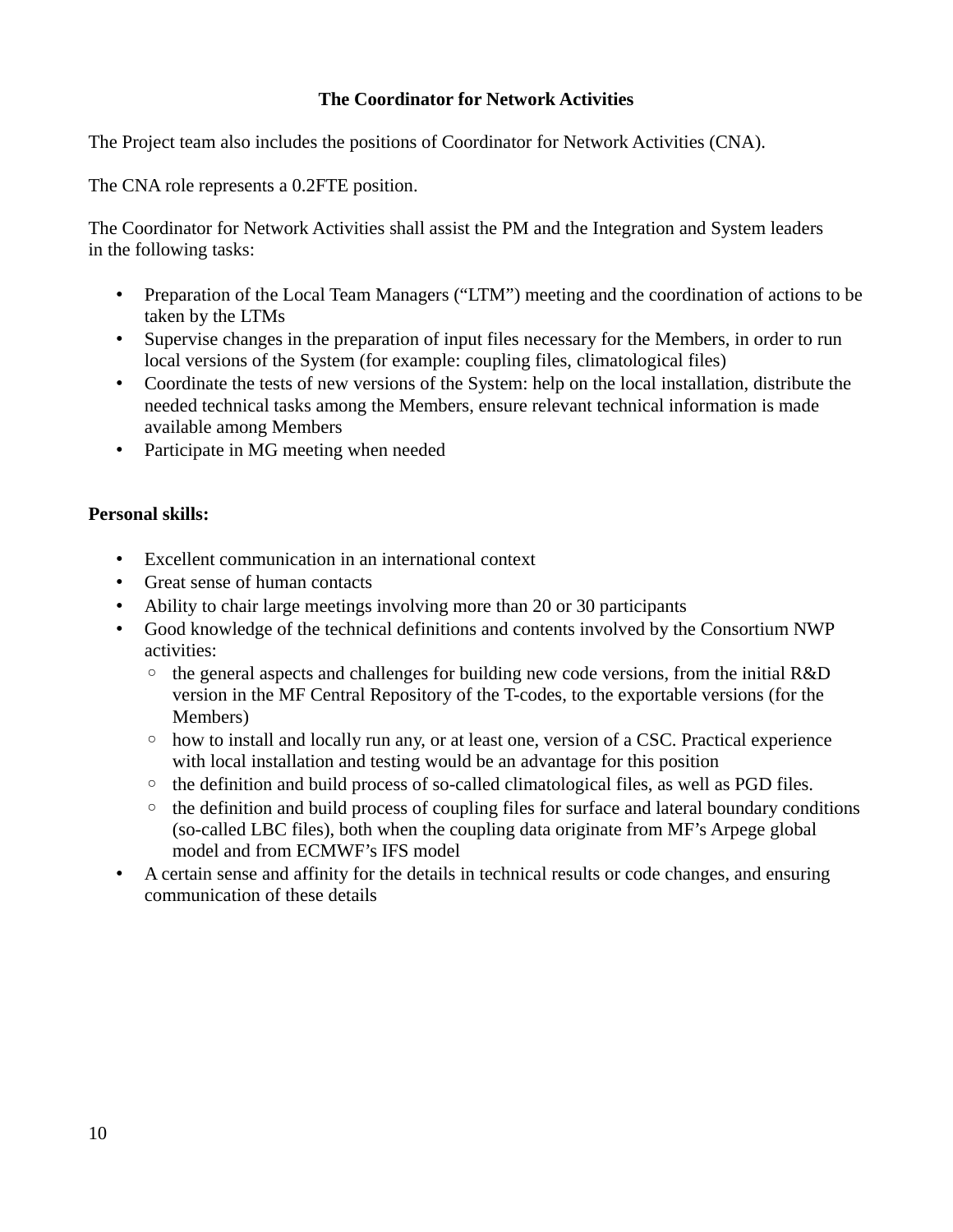**The Coordinator for Network Activities**

The Project team also includes the positions of Coordinator for Network Activities (CNA).

The CNA role represents a 0.2FTE position.

The Coordinator for Network Activities shall assist the PM and the Integration and System leaders in the following tasks:

- Preparation of the Local Team Managers ("LTM") meeting and the coordination of actions to be taken by the LTMs
- Supervise changes in the preparation of input files necessary for the Members, in order to run local versions of the System (for example: coupling files, climatological files)
- Coordinate the tests of new versions of the System: help on the local installation, distribute the needed technical tasks among the Members, ensure relevant technical information is made available among Members
- Participate in MG meeting when needed

**Personal skills:**

- Excellent communication in an international context
- Great sense of human contacts
- Ability to chair large meetings involving more than 20 or 30 participants
- Good knowledge of the technical definitions and contents involved by the Consortium NWP activities:
  - the general aspects and challenges for building new code versions, from the initial R&D version in the MF Central Repository of the T-codes, to the exportable versions (for the Members)
  - how to install and locally run any, or at least one, version of a CSC. Practical experience with local installation and testing would be an advantage for this position
  - the definition and build process of so-called climatological files, as well as PGD files.
  - the definition and build process of coupling files for surface and lateral boundary conditions (so-called LBC files), both when the coupling data originate from MF's Arpege global model and from ECMWF's IFS model
- A certain sense and affinity for the details in technical results or code changes, and ensuring communication of these details